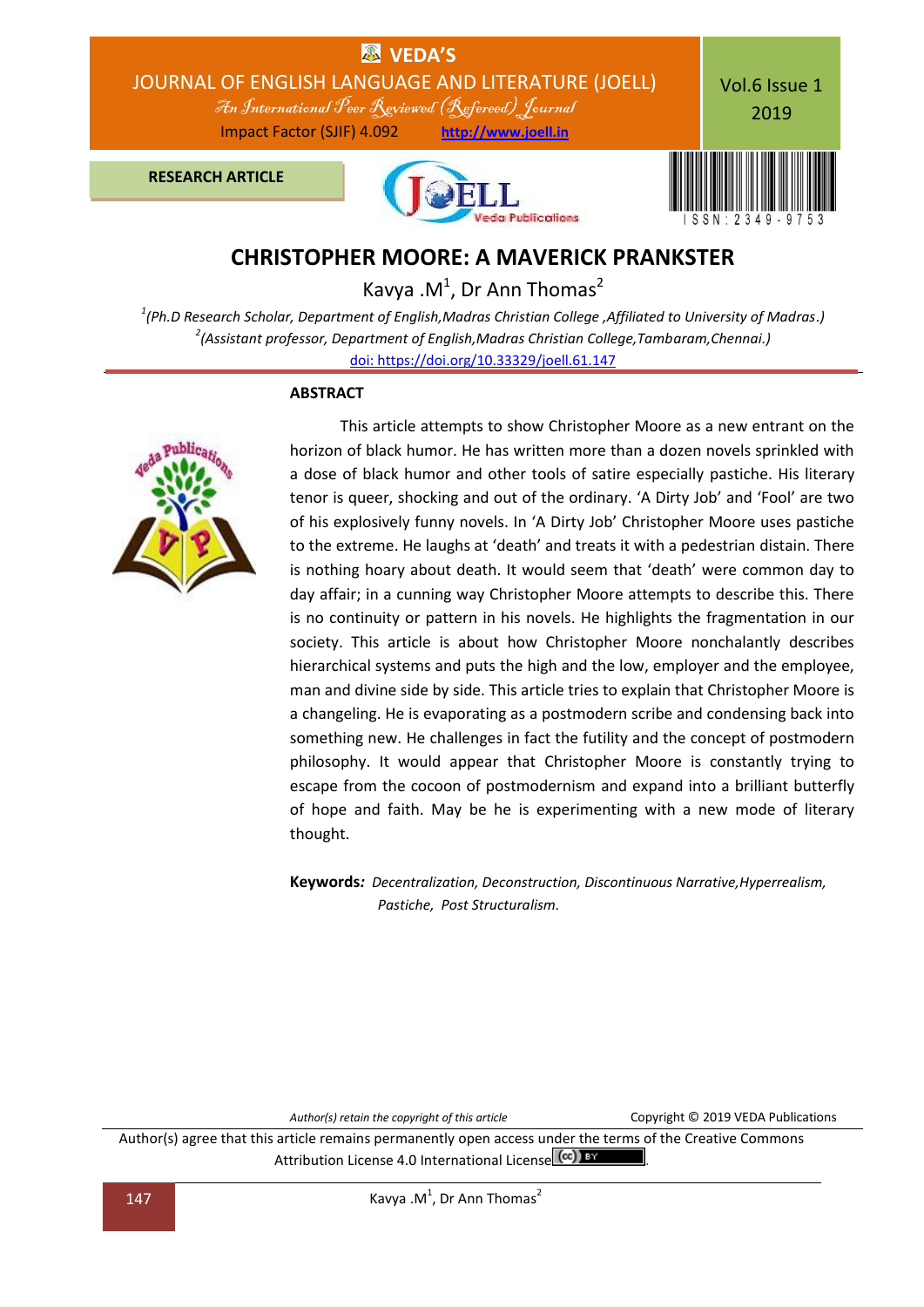RESEARCH ARTICLE

# CHRISTOPHER MOORE: A MAVERICK PRANKSTER

Kavya .M[1], Dr Ann Thomas[2]

[1](Ph.D Research Scholar, Department of English,Madras Christian College ,Affiliated to University of Madras.)
[2](Assistant professor, Department of English,Madras Christian College,Tambaram,Chennai.)
doi: https://doi.org/10.33329/joell.61.147

## ABSTRACT

This article attempts to show Christopher Moore as a new entrant on the horizon of black humor. He has written more than a dozen novels sprinkled with a dose of black humor and other tools of satire especially pastiche. His literary tenor is queer, shocking and out of the ordinary. 'A Dirty Job' and 'Fool' are two of his explosively funny novels. In 'A Dirty Job' Christopher Moore uses pastiche to the extreme. He laughs at 'death' and treats it with a pedestrian distain. There is nothing hoary about death. It would seem that 'death' were common day to day affair; in a cunning way Christopher Moore attempts to describe this. There is no continuity or pattern in his novels. He highlights the fragmentation in our society. This article is about how Christopher Moore nonchalantly describes hierarchical systems and puts the high and the low, employer and the employee, man and divine side by side. This article tries to explain that Christopher Moore is a changeling. He is evaporating as a postmodern scribe and condensing back into something new. He challenges in fact the futility and the concept of postmodern philosophy. It would appear that Christopher Moore is constantly trying to escape from the cocoon of postmodernism and expand into a brilliant butterfly of hope and faith. May be he is experimenting with a new mode of literary thought.

**Keywords***:* *Decentralization, Deconstruction, Discontinuous Narrative,Hyperrealism, Pastiche, Post Structuralism.*

*Author(s) retain the copyright of this article* Copyright © 2019 VEDA Publications

Author(s) agree that this article remains permanently open access under the terms of the Creative Commons Attribution License 4.0 International License.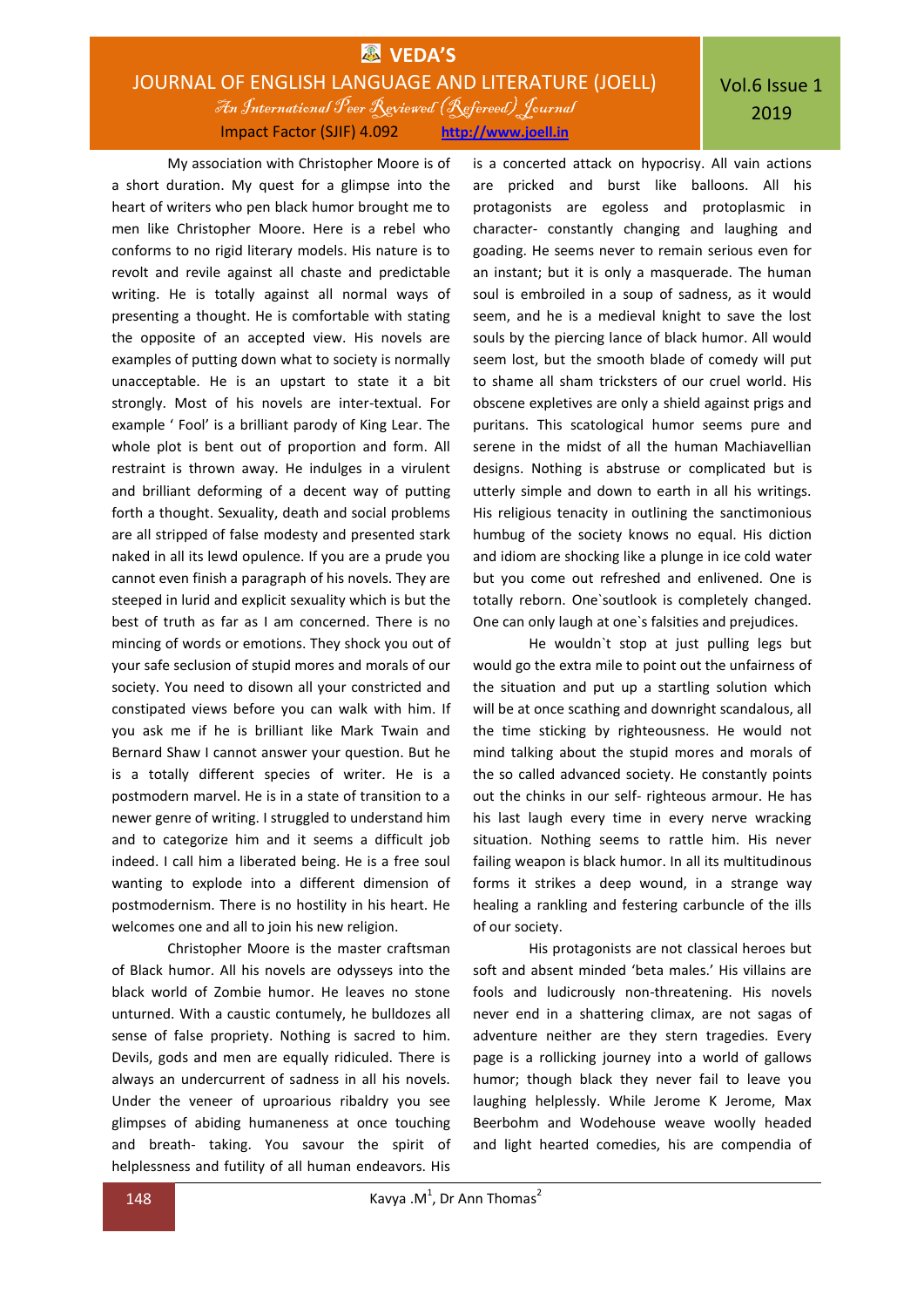My association with Christopher Moore is of a short duration. My quest for a glimpse into the heart of writers who pen black humor brought me to men like Christopher Moore. Here is a rebel who conforms to no rigid literary models. His nature is to revolt and revile against all chaste and predictable writing. He is totally against all normal ways of presenting a thought. He is comfortable with stating the opposite of an accepted view. His novels are examples of putting down what to society is normally unacceptable. He is an upstart to state it a bit strongly. Most of his novels are inter-textual. For example ' Fool' is a brilliant parody of King Lear. The whole plot is bent out of proportion and form. All restraint is thrown away. He indulges in a virulent and brilliant deforming of a decent way of putting forth a thought. Sexuality, death and social problems are all stripped of false modesty and presented stark naked in all its lewd opulence. If you are a prude you cannot even finish a paragraph of his novels. They are steeped in lurid and explicit sexuality which is but the best of truth as far as I am concerned. There is no mincing of words or emotions. They shock you out of your safe seclusion of stupid mores and morals of our society. You need to disown all your constricted and constipated views before you can walk with him. If you ask me if he is brilliant like Mark Twain and Bernard Shaw I cannot answer your question. But he is a totally different species of writer. He is a postmodern marvel. He is in a state of transition to a newer genre of writing. I struggled to understand him and to categorize him and it seems a difficult job indeed. I call him a liberated being. He is a free soul wanting to explode into a different dimension of postmodernism. There is no hostility in his heart. He welcomes one and all to join his new religion.

Christopher Moore is the master craftsman of Black humor. All his novels are odysseys into the black world of Zombie humor. He leaves no stone unturned. With a caustic contumely, he bulldozes all sense of false propriety. Nothing is sacred to him. Devils, gods and men are equally ridiculed. There is always an undercurrent of sadness in all his novels. Under the veneer of uproarious ribaldry you see glimpses of abiding humaneness at once touching and breath- taking. You savour the spirit of helplessness and futility of all human endeavors. His is a concerted attack on hypocrisy. All vain actions are pricked and burst like balloons. All his protagonists are egoless and protoplasmic in character- constantly changing and laughing and goading. He seems never to remain serious even for an instant; but it is only a masquerade. The human soul is embroiled in a soup of sadness, as it would seem, and he is a medieval knight to save the lost souls by the piercing lance of black humor. All would seem lost, but the smooth blade of comedy will put to shame all sham tricksters of our cruel world. His obscene expletives are only a shield against prigs and puritans. This scatological humor seems pure and serene in the midst of all the human Machiavellian designs. Nothing is abstruse or complicated but is utterly simple and down to earth in all his writings. His religious tenacity in outlining the sanctimonious humbug of the society knows no equal. His diction and idiom are shocking like a plunge in ice cold water but you come out refreshed and enlivened. One is totally reborn. One`soutlook is completely changed. One can only laugh at one`s falsities and prejudices.

He wouldn`t stop at just pulling legs but would go the extra mile to point out the unfairness of the situation and put up a startling solution which will be at once scathing and downright scandalous, all the time sticking by righteousness. He would not mind talking about the stupid mores and morals of the so called advanced society. He constantly points out the chinks in our self- righteous armour. He has his last laugh every time in every nerve wracking situation. Nothing seems to rattle him. His never failing weapon is black humor. In all its multitudinous forms it strikes a deep wound, in a strange way healing a rankling and festering carbuncle of the ills of our society.

His protagonists are not classical heroes but soft and absent minded 'beta males.' His villains are fools and ludicrously non-threatening. His novels never end in a shattering climax, are not sagas of adventure neither are they stern tragedies. Every page is a rollicking journey into a world of gallows humor; though black they never fail to leave you laughing helplessly. While Jerome K Jerome, Max Beerbohm and Wodehouse weave woolly headed and light hearted comedies, his are compendia of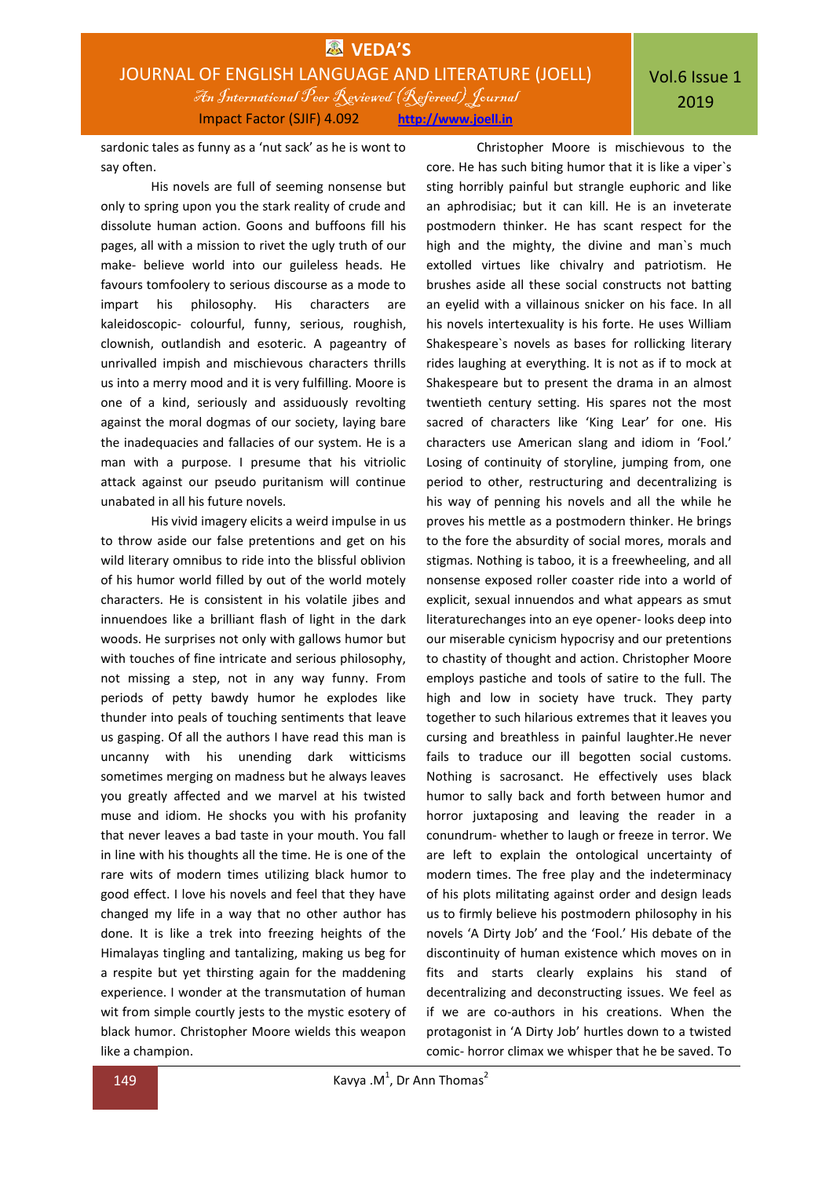sardonic tales as funny as a 'nut sack' as he is wont to say often.

His novels are full of seeming nonsense but only to spring upon you the stark reality of crude and dissolute human action. Goons and buffoons fill his pages, all with a mission to rivet the ugly truth of our make- believe world into our guileless heads. He favours tomfoolery to serious discourse as a mode to impart his philosophy. His characters are kaleidoscopic- colourful, funny, serious, roughish, clownish, outlandish and esoteric. A pageantry of unrivalled impish and mischievous characters thrills us into a merry mood and it is very fulfilling. Moore is one of a kind, seriously and assiduously revolting against the moral dogmas of our society, laying bare the inadequacies and fallacies of our system. He is a man with a purpose. I presume that his vitriolic attack against our pseudo puritanism will continue unabated in all his future novels.

His vivid imagery elicits a weird impulse in us to throw aside our false pretentions and get on his wild literary omnibus to ride into the blissful oblivion of his humor world filled by out of the world motely characters. He is consistent in his volatile jibes and innuendoes like a brilliant flash of light in the dark woods. He surprises not only with gallows humor but with touches of fine intricate and serious philosophy, not missing a step, not in any way funny. From periods of petty bawdy humor he explodes like thunder into peals of touching sentiments that leave us gasping. Of all the authors I have read this man is uncanny with his unending dark witticisms sometimes merging on madness but he always leaves you greatly affected and we marvel at his twisted muse and idiom. He shocks you with his profanity that never leaves a bad taste in your mouth. You fall in line with his thoughts all the time. He is one of the rare wits of modern times utilizing black humor to good effect. I love his novels and feel that they have changed my life in a way that no other author has done. It is like a trek into freezing heights of the Himalayas tingling and tantalizing, making us beg for a respite but yet thirsting again for the maddening experience. I wonder at the transmutation of human wit from simple courtly jests to the mystic esotery of black humor. Christopher Moore wields this weapon like a champion.

Christopher Moore is mischievous to the core. He has such biting humor that it is like a viper`s sting horribly painful but strangle euphoric and like an aphrodisiac; but it can kill. He is an inveterate postmodern thinker. He has scant respect for the high and the mighty, the divine and man`s much extolled virtues like chivalry and patriotism. He brushes aside all these social constructs not batting an eyelid with a villainous snicker on his face. In all his novels intertexuality is his forte. He uses William Shakespeare`s novels as bases for rollicking literary rides laughing at everything. It is not as if to mock at Shakespeare but to present the drama in an almost twentieth century setting. His spares not the most sacred of characters like 'King Lear' for one. His characters use American slang and idiom in 'Fool.' Losing of continuity of storyline, jumping from, one period to other, restructuring and decentralizing is his way of penning his novels and all the while he proves his mettle as a postmodern thinker. He brings to the fore the absurdity of social mores, morals and stigmas. Nothing is taboo, it is a freewheeling, and all nonsense exposed roller coaster ride into a world of explicit, sexual innuendos and what appears as smut literaturechanges into an eye opener- looks deep into our miserable cynicism hypocrisy and our pretentions to chastity of thought and action. Christopher Moore employs pastiche and tools of satire to the full. The high and low in society have truck. They party together to such hilarious extremes that it leaves you cursing and breathless in painful laughter.He never fails to traduce our ill begotten social customs. Nothing is sacrosanct. He effectively uses black humor to sally back and forth between humor and horror juxtaposing and leaving the reader in a conundrum- whether to laugh or freeze in terror. We are left to explain the ontological uncertainty of modern times. The free play and the indeterminacy of his plots militating against order and design leads us to firmly believe his postmodern philosophy in his novels 'A Dirty Job' and the 'Fool.' His debate of the discontinuity of human existence which moves on in fits and starts clearly explains his stand of decentralizing and deconstructing issues. We feel as if we are co-authors in his creations. When the protagonist in 'A Dirty Job' hurtles down to a twisted comic- horror climax we whisper that he be saved. To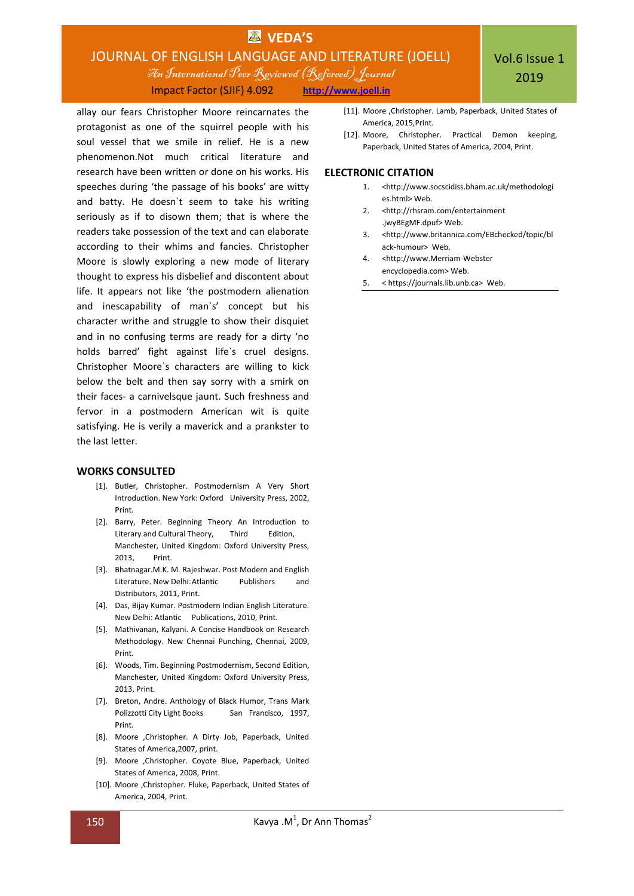allay our fears Christopher Moore reincarnates the protagonist as one of the squirrel people with his soul vessel that we smile in relief. He is a new phenomenon.Not much critical literature and research have been written or done on his works. His speeches during 'the passage of his books' are witty and batty. He doesn`t seem to take his writing seriously as if to disown them; that is where the readers take possession of the text and can elaborate according to their whims and fancies. Christopher Moore is slowly exploring a new mode of literary thought to express his disbelief and discontent about life. It appears not like 'the postmodern alienation and inescapability of man`s' concept but his character writhe and struggle to show their disquiet and in no confusing terms are ready for a dirty 'no holds barred' fight against life`s cruel designs. Christopher Moore`s characters are willing to kick below the belt and then say sorry with a smirk on their faces- a carnivelsque jaunt. Such freshness and fervor in a postmodern American wit is quite satisfying. He is verily a maverick and a prankster to the last letter.

## WORKS CONSULTED

[1]. Butler, Christopher. Postmodernism A Very Short Introduction. New York: Oxford University Press, 2002, Print.

[2]. Barry, Peter. Beginning Theory An Introduction to Literary and Cultural Theory, Third Edition, Manchester, United Kingdom: Oxford University Press, 2013, Print.

[3]. Bhatnagar.M.K. M. Rajeshwar. Post Modern and English Literature. New Delhi: Atlantic Publishers and Distributors, 2011, Print.

[4]. Das, Bijay Kumar. Postmodern Indian English Literature. New Delhi: Atlantic Publications, 2010, Print.

[5]. Mathivanan, Kalyani. A Concise Handbook on Research Methodology. New Chennai Punching, Chennai, 2009, Print.

[6]. Woods, Tim. Beginning Postmodernism, Second Edition, Manchester, United Kingdom: Oxford University Press, 2013, Print.

[7]. Breton, Andre. Anthology of Black Humor, Trans Mark Polizzotti City Light Books San Francisco, 1997, Print.

[8]. Moore ,Christopher. A Dirty Job, Paperback, United States of America,2007, print.

[9]. Moore ,Christopher. Coyote Blue, Paperback, United States of America, 2008, Print.

[10]. Moore ,Christopher. Fluke, Paperback, United States of America, 2004, Print.

[11]. Moore ,Christopher. Lamb, Paperback, United States of America, 2015,Print.

[12]. Moore, Christopher. Practical Demon keeping, Paperback, United States of America, 2004, Print.

## ELECTRONIC CITATION

1. <http://www.socscidiss.bham.ac.uk/methodologies.html> Web.
2. <http://rhsram.com/entertainment .jwyBEgMF.dpuf> Web.
3. <http://www.britannica.com/EBchecked/topic/black-humour> Web.
4. <http://www.Merriam-Webster encyclopedia.com> Web.
5. < https://journals.lib.unb.ca> Web.